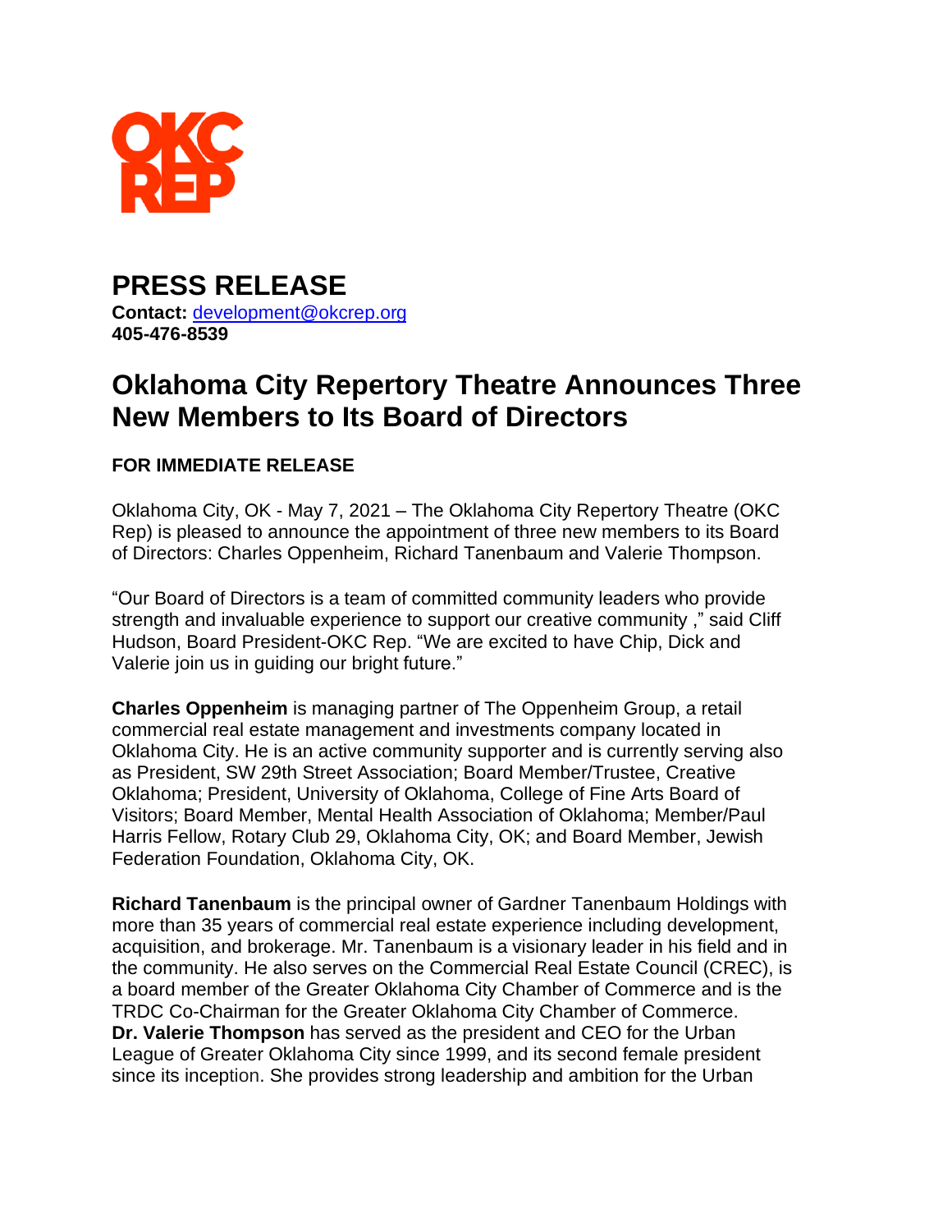OKC REP

# PRESS RELEASE

**Contact:** development@okcrep.org
**405-476-8539**

## Oklahoma City Repertory Theatre Announces Three New Members to Its Board of Directors

**FOR IMMEDIATE RELEASE**

Oklahoma City, OK - May 7, 2021 – The Oklahoma City Repertory Theatre (OKC Rep) is pleased to announce the appointment of three new members to its Board of Directors: Charles Oppenheim, Richard Tanenbaum and Valerie Thompson.

"Our Board of Directors is a team of committed community leaders who provide strength and invaluable experience to support our creative community ," said Cliff Hudson, Board President-OKC Rep. "We are excited to have Chip, Dick and Valerie join us in guiding our bright future."

**Charles Oppenheim** is managing partner of The Oppenheim Group, a retail commercial real estate management and investments company located in Oklahoma City. He is an active community supporter and is currently serving also as President, SW 29th Street Association; Board Member/Trustee, Creative Oklahoma; President, University of Oklahoma, College of Fine Arts Board of Visitors; Board Member, Mental Health Association of Oklahoma; Member/Paul Harris Fellow, Rotary Club 29, Oklahoma City, OK; and Board Member, Jewish Federation Foundation, Oklahoma City, OK.

**Richard Tanenbaum** is the principal owner of Gardner Tanenbaum Holdings with more than 35 years of commercial real estate experience including development, acquisition, and brokerage. Mr. Tanenbaum is a visionary leader in his field and in the community. He also serves on the Commercial Real Estate Council (CREC), is a board member of the Greater Oklahoma City Chamber of Commerce and is the TRDC Co-Chairman for the Greater Oklahoma City Chamber of Commerce.
**Dr. Valerie Thompson** has served as the president and CEO for the Urban League of Greater Oklahoma City since 1999, and its second female president since its inception. She provides strong leadership and ambition for the Urban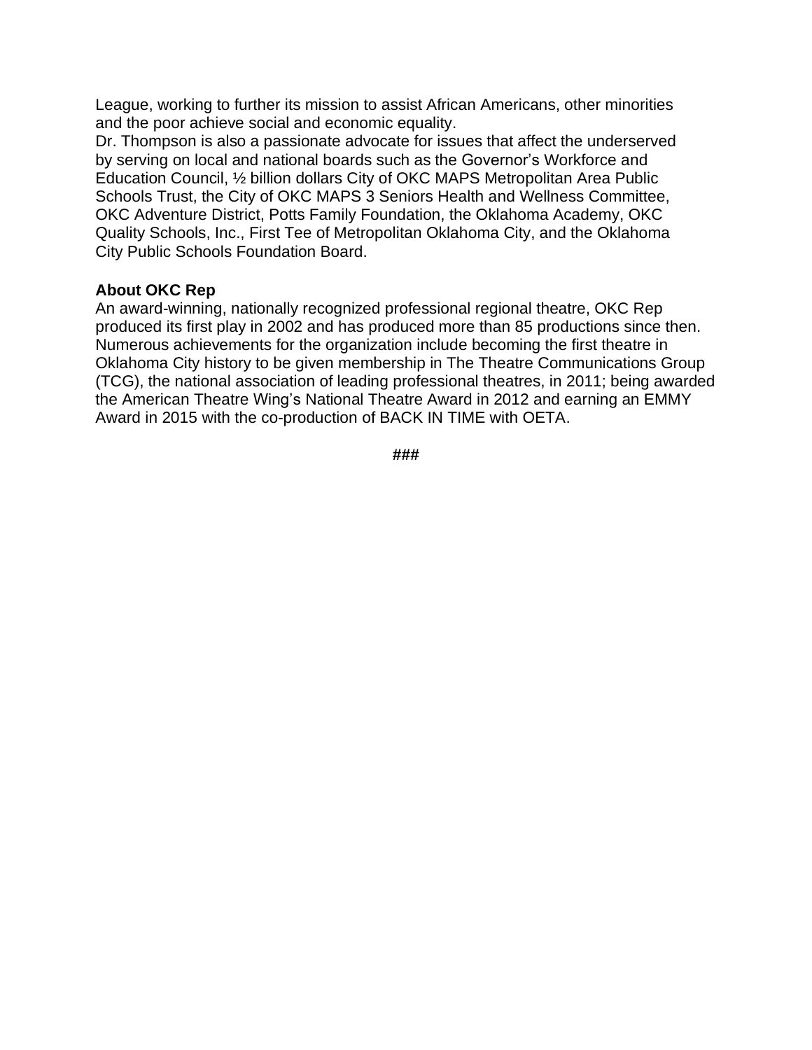League, working to further its mission to assist African Americans, other minorities and the poor achieve social and economic equality.

Dr. Thompson is also a passionate advocate for issues that affect the underserved by serving on local and national boards such as the Governor's Workforce and Education Council, ½ billion dollars City of OKC MAPS Metropolitan Area Public Schools Trust, the City of OKC MAPS 3 Seniors Health and Wellness Committee, OKC Adventure District, Potts Family Foundation, the Oklahoma Academy, OKC Quality Schools, Inc., First Tee of Metropolitan Oklahoma City, and the Oklahoma City Public Schools Foundation Board.

**About OKC Rep**

An award-winning, nationally recognized professional regional theatre, OKC Rep produced its first play in 2002 and has produced more than 85 productions since then. Numerous achievements for the organization include becoming the first theatre in Oklahoma City history to be given membership in The Theatre Communications Group (TCG), the national association of leading professional theatres, in 2011; being awarded the American Theatre Wing's National Theatre Award in 2012 and earning an EMMY Award in 2015 with the co-production of BACK IN TIME with OETA.

###